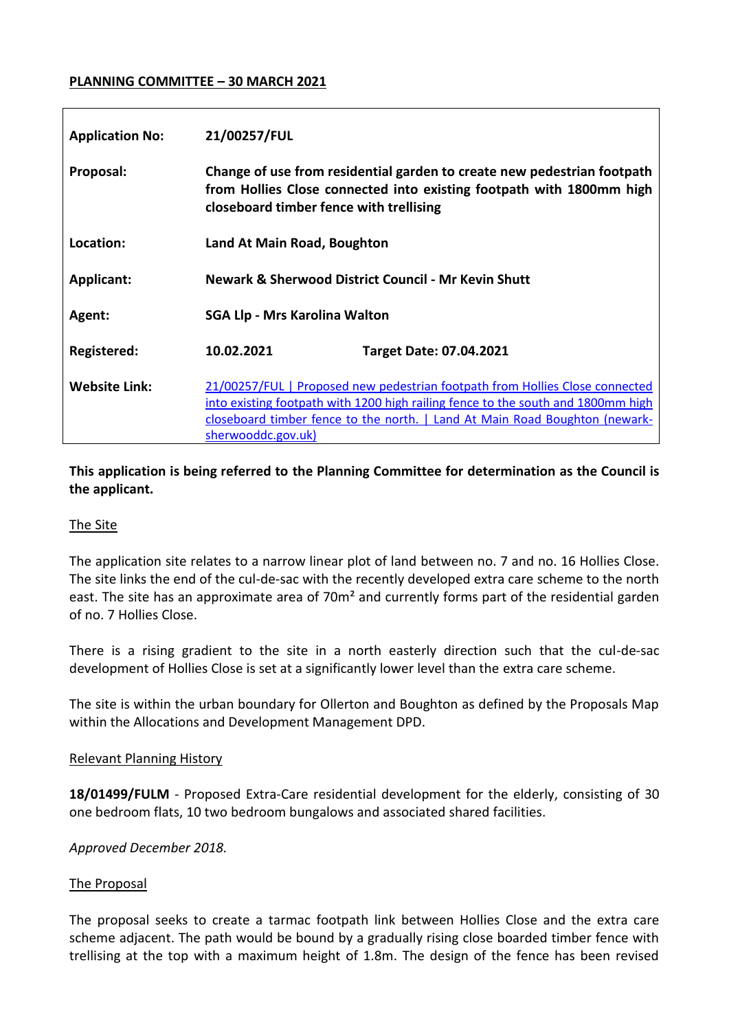**PLANNING COMMITTEE – 30 MARCH 2021**

| | | |
|---|---|---|
| **Application No:** | **21/00257/FUL** | |
| **Proposal:** | **Change of use from residential garden to create new pedestrian footpath from Hollies Close connected into existing footpath with 1800mm high closeboard timber fence with trellising** | |
| **Location:** | **Land At Main Road, Boughton** | |
| **Applicant:** | **Newark & Sherwood District Council - Mr Kevin Shutt** | |
| **Agent:** | **SGA Llp - Mrs Karolina Walton** | |
| **Registered:** | **10.02.2021** | **Target Date: 07.04.2021** |
| **Website Link:** | 21/00257/FUL \| Proposed new pedestrian footpath from Hollies Close connected into existing footpath with 1200 high railing fence to the south and 1800mm high closeboard timber fence to the north. \| Land At Main Road Boughton (newark-sherwooddc.gov.uk) | |

**This application is being referred to the Planning Committee for determination as the Council is the applicant.**

The Site

The application site relates to a narrow linear plot of land between no. 7 and no. 16 Hollies Close. The site links the end of the cul-de-sac with the recently developed extra care scheme to the north east. The site has an approximate area of 70m² and currently forms part of the residential garden of no. 7 Hollies Close.

There is a rising gradient to the site in a north easterly direction such that the cul-de-sac development of Hollies Close is set at a significantly lower level than the extra care scheme.

The site is within the urban boundary for Ollerton and Boughton as defined by the Proposals Map within the Allocations and Development Management DPD.

Relevant Planning History

**18/01499/FULM** - Proposed Extra-Care residential development for the elderly, consisting of 30 one bedroom flats, 10 two bedroom bungalows and associated shared facilities.

*Approved December 2018.*

The Proposal

The proposal seeks to create a tarmac footpath link between Hollies Close and the extra care scheme adjacent. The path would be bound by a gradually rising close boarded timber fence with trellising at the top with a maximum height of 1.8m. The design of the fence has been revised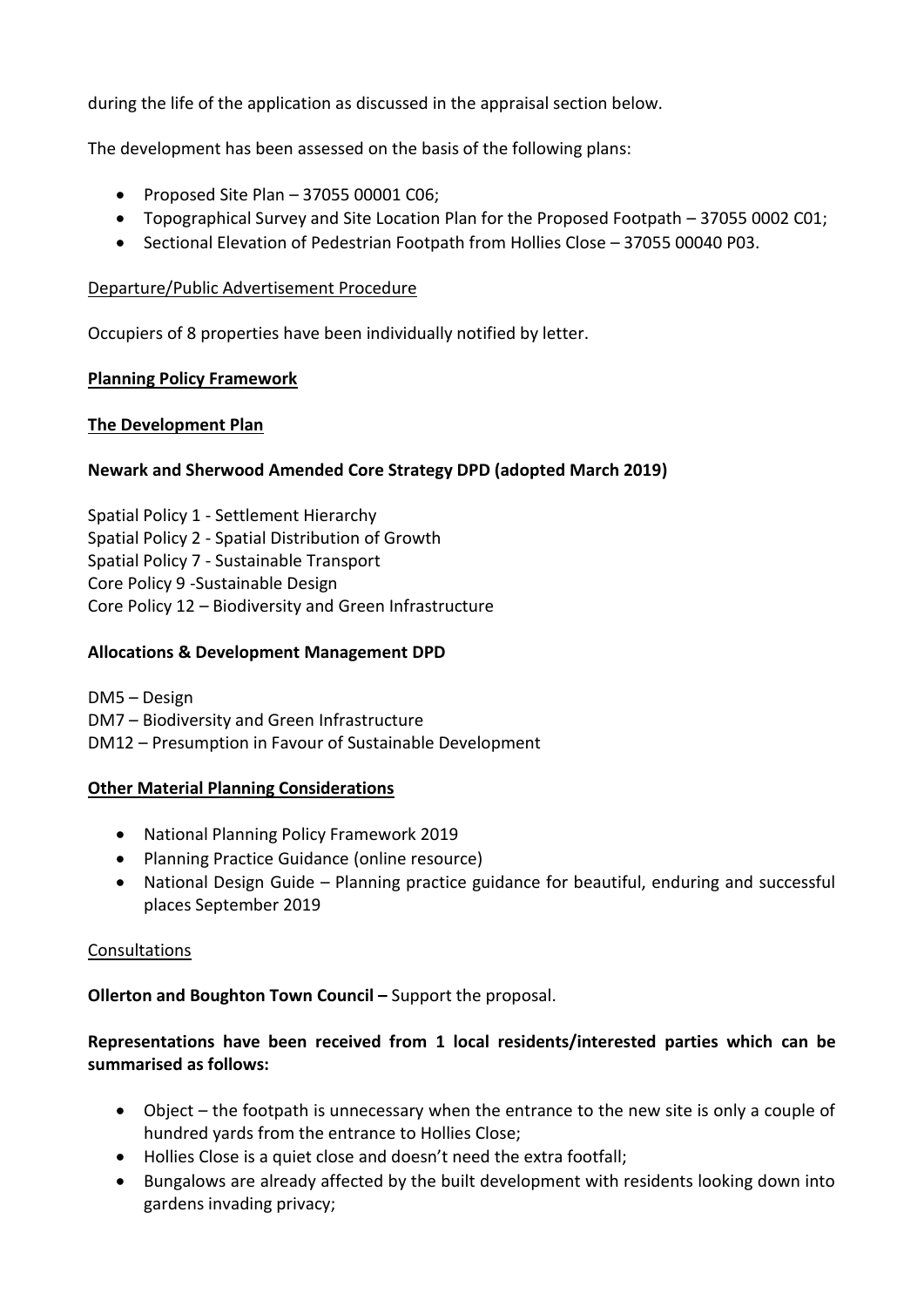during the life of the application as discussed in the appraisal section below.

The development has been assessed on the basis of the following plans:

- Proposed Site Plan – 37055 00001 C06;
- Topographical Survey and Site Location Plan for the Proposed Footpath – 37055 0002 C01;
- Sectional Elevation of Pedestrian Footpath from Hollies Close – 37055 00040 P03.

Departure/Public Advertisement Procedure

Occupiers of 8 properties have been individually notified by letter.

**Planning Policy Framework**

**The Development Plan**

**Newark and Sherwood Amended Core Strategy DPD (adopted March 2019)**

Spatial Policy 1 - Settlement Hierarchy
Spatial Policy 2 - Spatial Distribution of Growth
Spatial Policy 7 - Sustainable Transport
Core Policy 9 -Sustainable Design
Core Policy 12 – Biodiversity and Green Infrastructure

**Allocations & Development Management DPD**

DM5 – Design
DM7 – Biodiversity and Green Infrastructure
DM12 – Presumption in Favour of Sustainable Development

**Other Material Planning Considerations**

- National Planning Policy Framework 2019
- Planning Practice Guidance (online resource)
- National Design Guide – Planning practice guidance for beautiful, enduring and successful places September 2019

Consultations

**Ollerton and Boughton Town Council –** Support the proposal.

**Representations have been received from 1 local residents/interested parties which can be summarised as follows:**

- Object – the footpath is unnecessary when the entrance to the new site is only a couple of hundred yards from the entrance to Hollies Close;
- Hollies Close is a quiet close and doesn't need the extra footfall;
- Bungalows are already affected by the built development with residents looking down into gardens invading privacy;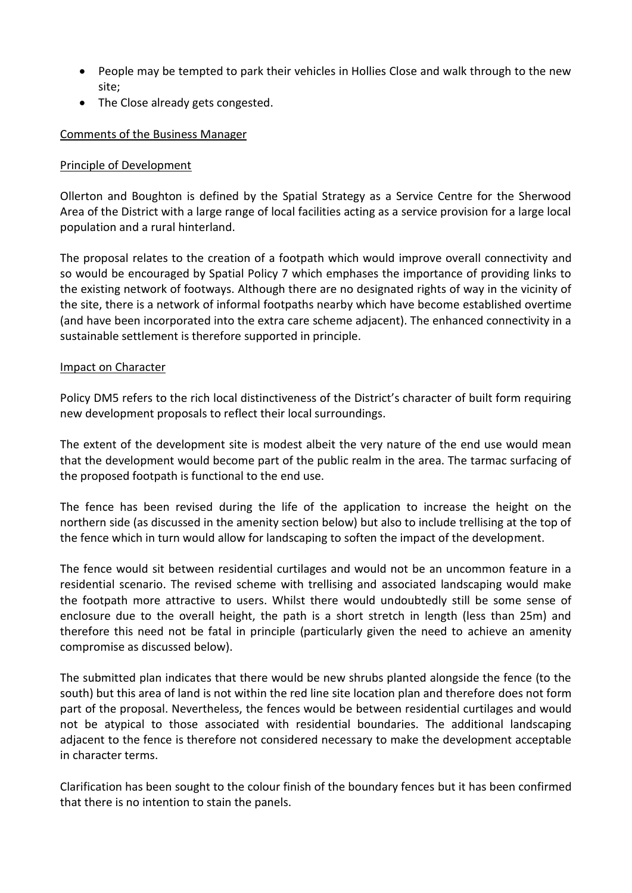- People may be tempted to park their vehicles in Hollies Close and walk through to the new site;
- The Close already gets congested.

Comments of the Business Manager

Principle of Development

Ollerton and Boughton is defined by the Spatial Strategy as a Service Centre for the Sherwood Area of the District with a large range of local facilities acting as a service provision for a large local population and a rural hinterland.

The proposal relates to the creation of a footpath which would improve overall connectivity and so would be encouraged by Spatial Policy 7 which emphases the importance of providing links to the existing network of footways. Although there are no designated rights of way in the vicinity of the site, there is a network of informal footpaths nearby which have become established overtime (and have been incorporated into the extra care scheme adjacent). The enhanced connectivity in a sustainable settlement is therefore supported in principle.

Impact on Character

Policy DM5 refers to the rich local distinctiveness of the District's character of built form requiring new development proposals to reflect their local surroundings.

The extent of the development site is modest albeit the very nature of the end use would mean that the development would become part of the public realm in the area. The tarmac surfacing of the proposed footpath is functional to the end use.

The fence has been revised during the life of the application to increase the height on the northern side (as discussed in the amenity section below) but also to include trellising at the top of the fence which in turn would allow for landscaping to soften the impact of the development.

The fence would sit between residential curtilages and would not be an uncommon feature in a residential scenario. The revised scheme with trellising and associated landscaping would make the footpath more attractive to users. Whilst there would undoubtedly still be some sense of enclosure due to the overall height, the path is a short stretch in length (less than 25m) and therefore this need not be fatal in principle (particularly given the need to achieve an amenity compromise as discussed below).

The submitted plan indicates that there would be new shrubs planted alongside the fence (to the south) but this area of land is not within the red line site location plan and therefore does not form part of the proposal. Nevertheless, the fences would be between residential curtilages and would not be atypical to those associated with residential boundaries. The additional landscaping adjacent to the fence is therefore not considered necessary to make the development acceptable in character terms.

Clarification has been sought to the colour finish of the boundary fences but it has been confirmed that there is no intention to stain the panels.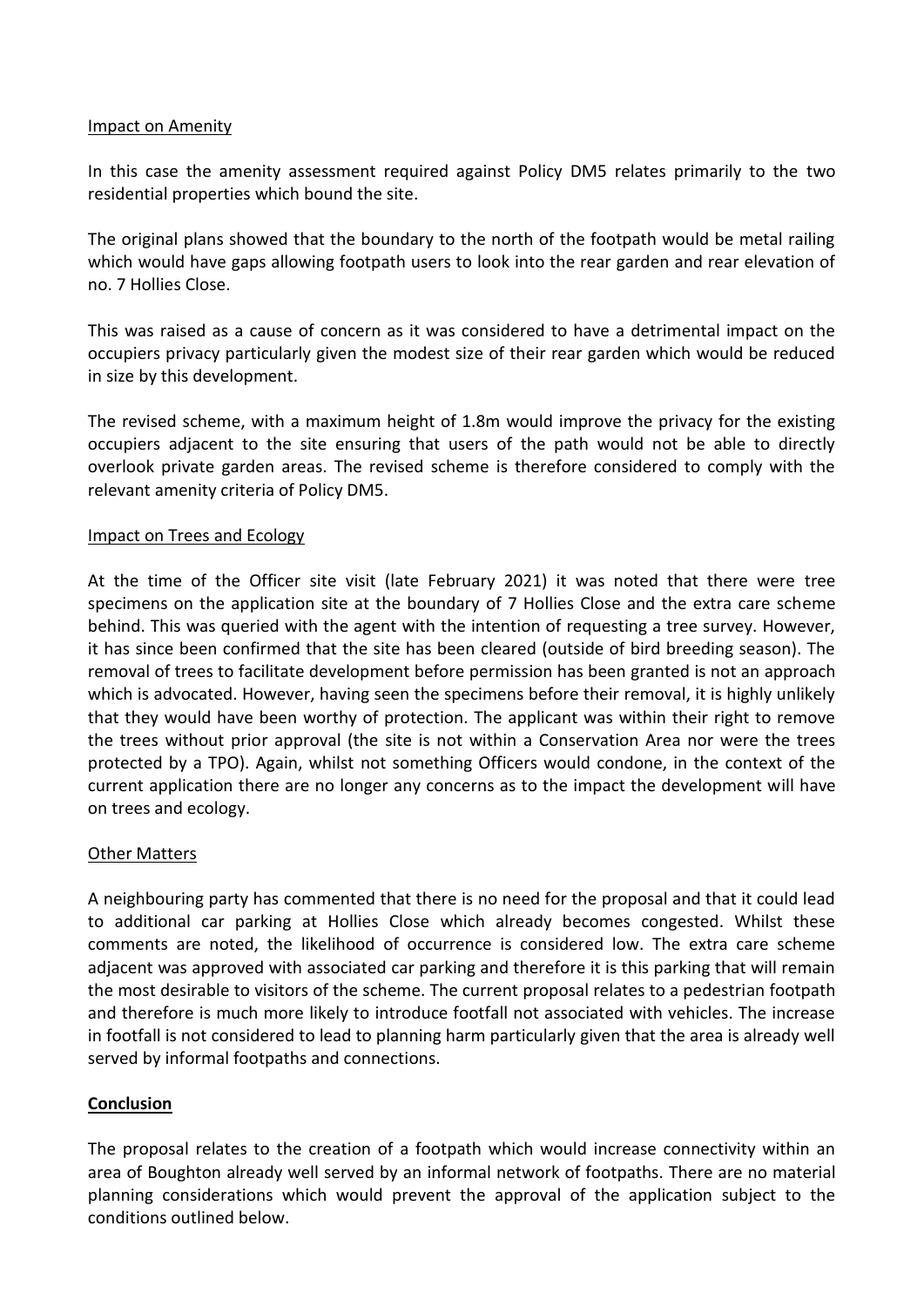Impact on Amenity

In this case the amenity assessment required against Policy DM5 relates primarily to the two residential properties which bound the site.

The original plans showed that the boundary to the north of the footpath would be metal railing which would have gaps allowing footpath users to look into the rear garden and rear elevation of no. 7 Hollies Close.

This was raised as a cause of concern as it was considered to have a detrimental impact on the occupiers privacy particularly given the modest size of their rear garden which would be reduced in size by this development.

The revised scheme, with a maximum height of 1.8m would improve the privacy for the existing occupiers adjacent to the site ensuring that users of the path would not be able to directly overlook private garden areas. The revised scheme is therefore considered to comply with the relevant amenity criteria of Policy DM5.

Impact on Trees and Ecology

At the time of the Officer site visit (late February 2021) it was noted that there were tree specimens on the application site at the boundary of 7 Hollies Close and the extra care scheme behind. This was queried with the agent with the intention of requesting a tree survey. However, it has since been confirmed that the site has been cleared (outside of bird breeding season). The removal of trees to facilitate development before permission has been granted is not an approach which is advocated. However, having seen the specimens before their removal, it is highly unlikely that they would have been worthy of protection. The applicant was within their right to remove the trees without prior approval (the site is not within a Conservation Area nor were the trees protected by a TPO). Again, whilst not something Officers would condone, in the context of the current application there are no longer any concerns as to the impact the development will have on trees and ecology.

Other Matters

A neighbouring party has commented that there is no need for the proposal and that it could lead to additional car parking at Hollies Close which already becomes congested. Whilst these comments are noted, the likelihood of occurrence is considered low. The extra care scheme adjacent was approved with associated car parking and therefore it is this parking that will remain the most desirable to visitors of the scheme. The current proposal relates to a pedestrian footpath and therefore is much more likely to introduce footfall not associated with vehicles. The increase in footfall is not considered to lead to planning harm particularly given that the area is already well served by informal footpaths and connections.

**Conclusion**

The proposal relates to the creation of a footpath which would increase connectivity within an area of Boughton already well served by an informal network of footpaths. There are no material planning considerations which would prevent the approval of the application subject to the conditions outlined below.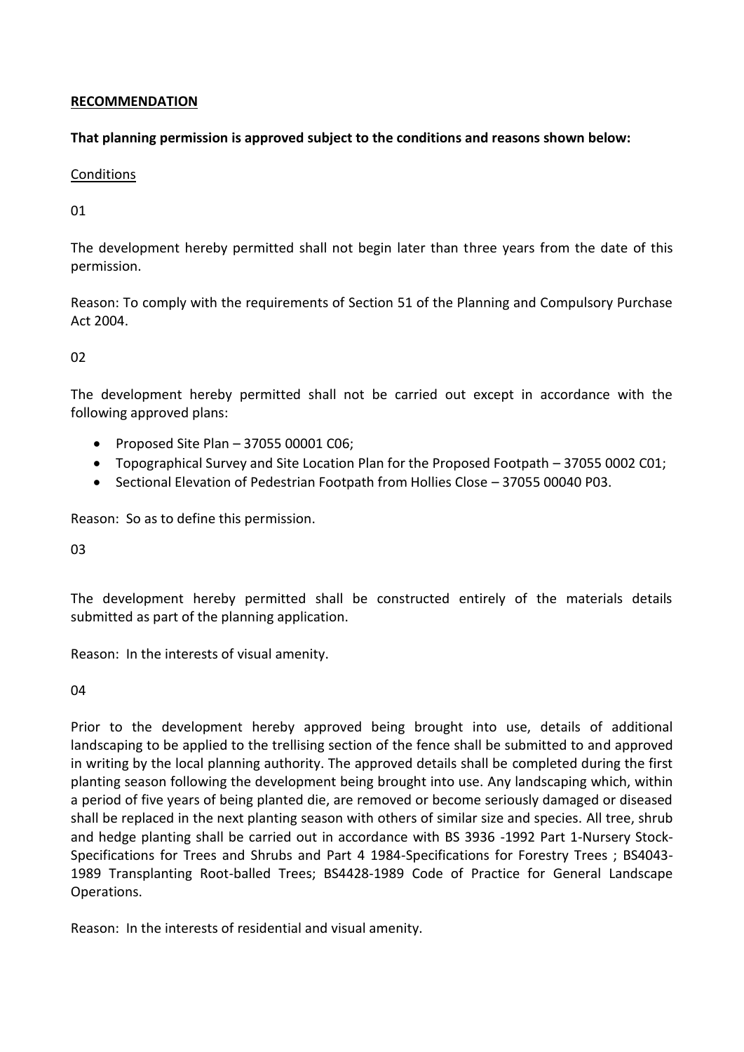**RECOMMENDATION**

**That planning permission is approved subject to the conditions and reasons shown below:**

Conditions

01

The development hereby permitted shall not begin later than three years from the date of this permission.

Reason: To comply with the requirements of Section 51 of the Planning and Compulsory Purchase Act 2004.

02

The development hereby permitted shall not be carried out except in accordance with the following approved plans:

- Proposed Site Plan – 37055 00001 C06;
- Topographical Survey and Site Location Plan for the Proposed Footpath – 37055 0002 C01;
- Sectional Elevation of Pedestrian Footpath from Hollies Close – 37055 00040 P03.

Reason: So as to define this permission.

03

The development hereby permitted shall be constructed entirely of the materials details submitted as part of the planning application.

Reason: In the interests of visual amenity.

04

Prior to the development hereby approved being brought into use, details of additional landscaping to be applied to the trellising section of the fence shall be submitted to and approved in writing by the local planning authority. The approved details shall be completed during the first planting season following the development being brought into use. Any landscaping which, within a period of five years of being planted die, are removed or become seriously damaged or diseased shall be replaced in the next planting season with others of similar size and species. All tree, shrub and hedge planting shall be carried out in accordance with BS 3936 -1992 Part 1-Nursery Stock-Specifications for Trees and Shrubs and Part 4 1984-Specifications for Forestry Trees ; BS4043-1989 Transplanting Root-balled Trees; BS4428-1989 Code of Practice for General Landscape Operations.

Reason: In the interests of residential and visual amenity.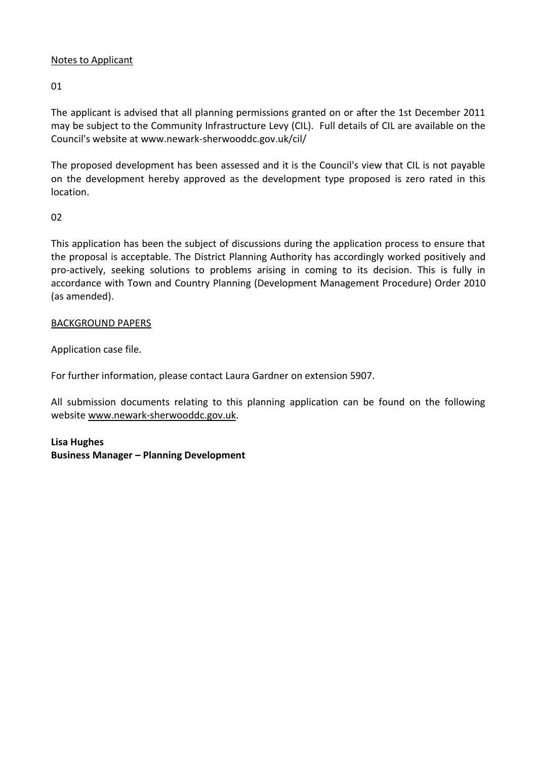Notes to Applicant

01

The applicant is advised that all planning permissions granted on or after the 1st December 2011 may be subject to the Community Infrastructure Levy (CIL). Full details of CIL are available on the Council's website at www.newark-sherwooddc.gov.uk/cil/

The proposed development has been assessed and it is the Council's view that CIL is not payable on the development hereby approved as the development type proposed is zero rated in this location.

02

This application has been the subject of discussions during the application process to ensure that the proposal is acceptable. The District Planning Authority has accordingly worked positively and pro-actively, seeking solutions to problems arising in coming to its decision. This is fully in accordance with Town and Country Planning (Development Management Procedure) Order 2010 (as amended).

BACKGROUND PAPERS

Application case file.

For further information, please contact Laura Gardner on extension 5907.

All submission documents relating to this planning application can be found on the following website www.newark-sherwooddc.gov.uk.

**Lisa Hughes**
**Business Manager – Planning Development**